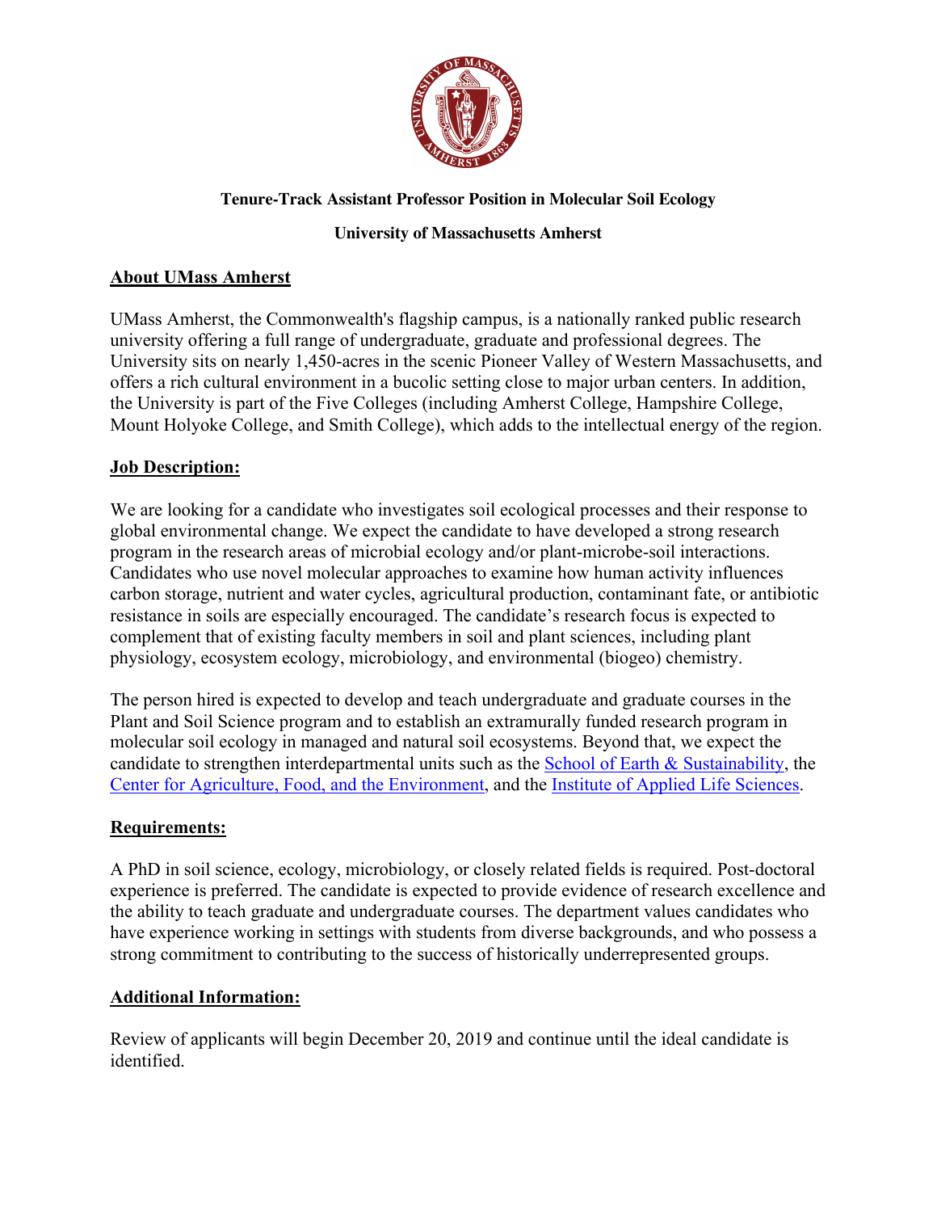**Tenure-Track Assistant Professor Position in Molecular Soil Ecology**

**University of Massachusetts Amherst**

## About UMass Amherst

UMass Amherst, the Commonwealth's flagship campus, is a nationally ranked public research university offering a full range of undergraduate, graduate and professional degrees. The University sits on nearly 1,450-acres in the scenic Pioneer Valley of Western Massachusetts, and offers a rich cultural environment in a bucolic setting close to major urban centers. In addition, the University is part of the Five Colleges (including Amherst College, Hampshire College, Mount Holyoke College, and Smith College), which adds to the intellectual energy of the region.

## Job Description:

We are looking for a candidate who investigates soil ecological processes and their response to global environmental change. We expect the candidate to have developed a strong research program in the research areas of microbial ecology and/or plant-microbe-soil interactions. Candidates who use novel molecular approaches to examine how human activity influences carbon storage, nutrient and water cycles, agricultural production, contaminant fate, or antibiotic resistance in soils are especially encouraged. The candidate's research focus is expected to complement that of existing faculty members in soil and plant sciences, including plant physiology, ecosystem ecology, microbiology, and environmental (biogeo) chemistry.

The person hired is expected to develop and teach undergraduate and graduate courses in the Plant and Soil Science program and to establish an extramurally funded research program in molecular soil ecology in managed and natural soil ecosystems. Beyond that, we expect the candidate to strengthen interdepartmental units such as the School of Earth & Sustainability, the Center for Agriculture, Food, and the Environment, and the Institute of Applied Life Sciences.

## Requirements:

A PhD in soil science, ecology, microbiology, or closely related fields is required. Post-doctoral experience is preferred. The candidate is expected to provide evidence of research excellence and the ability to teach graduate and undergraduate courses. The department values candidates who have experience working in settings with students from diverse backgrounds, and who possess a strong commitment to contributing to the success of historically underrepresented groups.

## Additional Information:

Review of applicants will begin December 20, 2019 and continue until the ideal candidate is identified.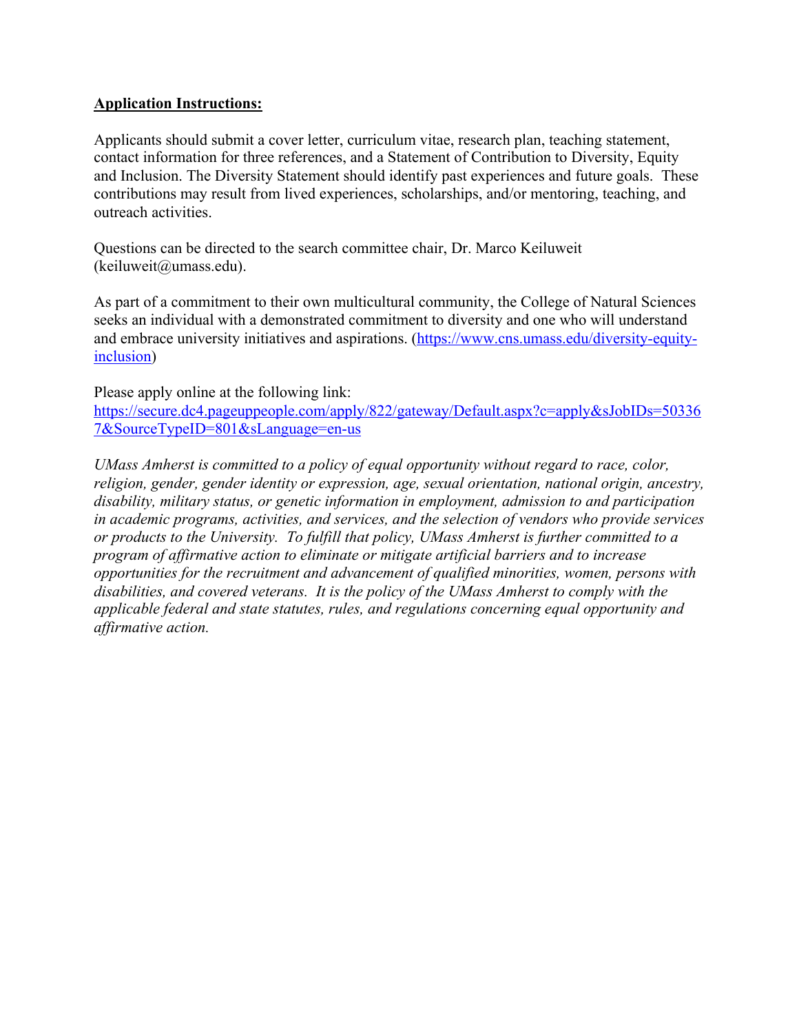**Application Instructions:**

Applicants should submit a cover letter, curriculum vitae, research plan, teaching statement, contact information for three references, and a Statement of Contribution to Diversity, Equity and Inclusion. The Diversity Statement should identify past experiences and future goals. These contributions may result from lived experiences, scholarships, and/or mentoring, teaching, and outreach activities.

Questions can be directed to the search committee chair, Dr. Marco Keiluweit (keiluweit@umass.edu).

As part of a commitment to their own multicultural community, the College of Natural Sciences seeks an individual with a demonstrated commitment to diversity and one who will understand and embrace university initiatives and aspirations. (https://www.cns.umass.edu/diversity-equity-inclusion)

Please apply online at the following link:
https://secure.dc4.pageuppeople.com/apply/822/gateway/Default.aspx?c=apply&sJobIDs=503367&SourceTypeID=801&sLanguage=en-us

*UMass Amherst is committed to a policy of equal opportunity without regard to race, color, religion, gender, gender identity or expression, age, sexual orientation, national origin, ancestry, disability, military status, or genetic information in employment, admission to and participation in academic programs, activities, and services, and the selection of vendors who provide services or products to the University. To fulfill that policy, UMass Amherst is further committed to a program of affirmative action to eliminate or mitigate artificial barriers and to increase opportunities for the recruitment and advancement of qualified minorities, women, persons with disabilities, and covered veterans. It is the policy of the UMass Amherst to comply with the applicable federal and state statutes, rules, and regulations concerning equal opportunity and affirmative action.*